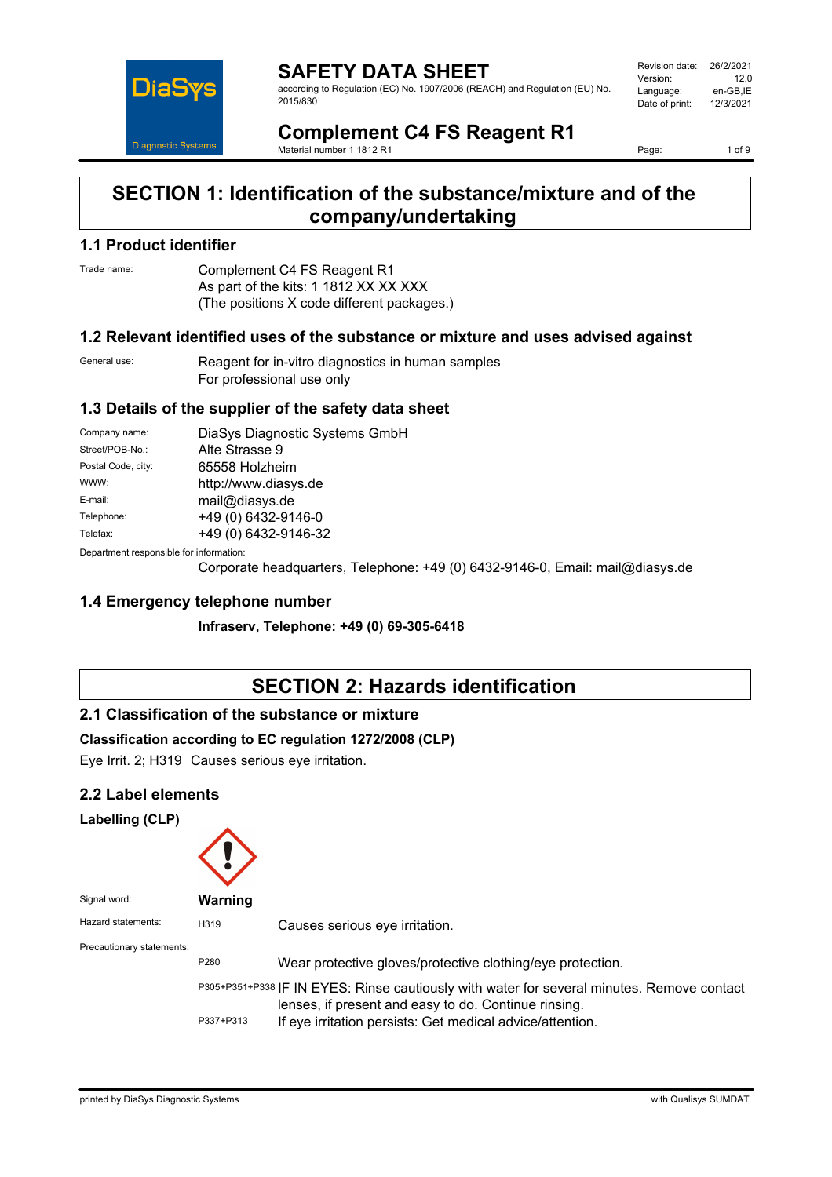# SAFETY DATA SHEET

according to Regulation (EC) No. 1907/2006 (REACH) and Regulation (EU) No. 2015/830

| | |
|---|---|
| Revision date: | 26/2/2021 |
| Version: | 12.0 |
| Language: | en-GB,IE |
| Date of print: | 12/3/2021 |

# Complement C4 FS Reagent R1

Material number 1 1812 R1

## SECTION 1: Identification of the substance/mixture and of the company/undertaking

### 1.1 Product identifier

Trade name: Complement C4 FS Reagent R1
As part of the kits: 1 1812 XX XX XXX
(The positions X code different packages.)

### 1.2 Relevant identified uses of the substance or mixture and uses advised against

General use: Reagent for in-vitro diagnostics in human samples
For professional use only

### 1.3 Details of the supplier of the safety data sheet

| | |
|---|---|
| Company name: | DiaSys Diagnostic Systems GmbH |
| Street/POB-No.: | Alte Strasse 9 |
| Postal Code, city: | 65558 Holzheim |
| WWW: | http://www.diasys.de |
| E-mail: | mail@diasys.de |
| Telephone: | +49 (0) 6432-9146-0 |
| Telefax: | +49 (0) 6432-9146-32 |

Department responsible for information:
Corporate headquarters, Telephone: +49 (0) 6432-9146-0, Email: mail@diasys.de

### 1.4 Emergency telephone number

**Infraserv, Telephone: +49 (0) 69-305-6418**

## SECTION 2: Hazards identification

### 2.1 Classification of the substance or mixture

**Classification according to EC regulation 1272/2008 (CLP)**

Eye Irrit. 2; H319 Causes serious eye irritation.

### 2.2 Label elements

**Labelling (CLP)**

Signal word: **Warning**

Hazard statements:

| | |
|---|---|
| H319 | Causes serious eye irritation. |

Precautionary statements:

| | |
|---|---|
| P280 | Wear protective gloves/protective clothing/eye protection. |
| P305+P351+P338 | IF IN EYES: Rinse cautiously with water for several minutes. Remove contact lenses, if present and easy to do. Continue rinsing. |
| P337+P313 | If eye irritation persists: Get medical advice/attention. |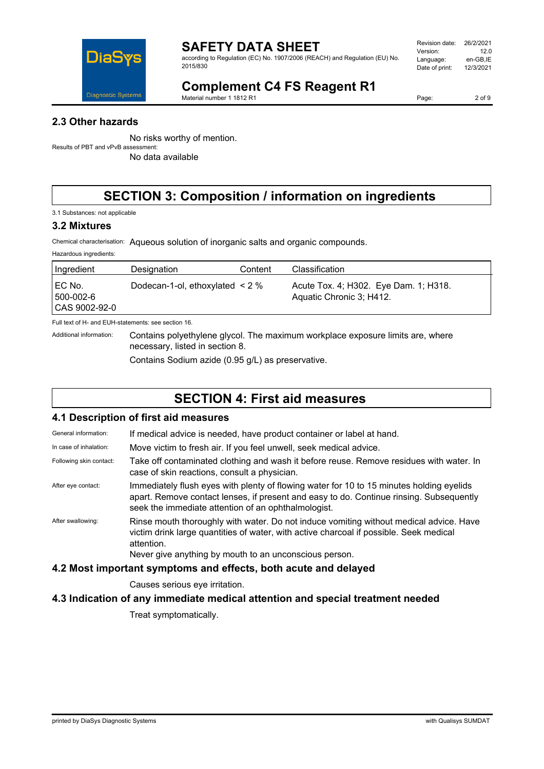### 2.3 Other hazards

No risks worthy of mention.

Results of PBT and vPvB assessment:

No data available

## SECTION 3: Composition / information on ingredients

3.1 Substances: not applicable

### 3.2 Mixtures

Chemical characterisation: Aqueous solution of inorganic salts and organic compounds.

Hazardous ingredients:

| Ingredient | Designation | Content | Classification |
| --- | --- | --- | --- |
| EC No. 500-002-6 CAS 9002-92-0 | Dodecan-1-ol, ethoxylated | < 2 % | Acute Tox. 4; H302. Eye Dam. 1; H318. Aquatic Chronic 3; H412. |

Full text of H- and EUH-statements: see section 16.

Additional information: Contains polyethylene glycol. The maximum workplace exposure limits are, where necessary, listed in section 8.

Contains Sodium azide (0.95 g/L) as preservative.

## SECTION 4: First aid measures

### 4.1 Description of first aid measures

General information: If medical advice is needed, have product container or label at hand.

In case of inhalation: Move victim to fresh air. If you feel unwell, seek medical advice.

Following skin contact: Take off contaminated clothing and wash it before reuse. Remove residues with water. In case of skin reactions, consult a physician.

After eye contact: Immediately flush eyes with plenty of flowing water for 10 to 15 minutes holding eyelids apart. Remove contact lenses, if present and easy to do. Continue rinsing. Subsequently seek the immediate attention of an ophthalmologist.

After swallowing: Rinse mouth thoroughly with water. Do not induce vomiting without medical advice. Have victim drink large quantities of water, with active charcoal if possible. Seek medical attention.
Never give anything by mouth to an unconscious person.

### 4.2 Most important symptoms and effects, both acute and delayed

Causes serious eye irritation.

### 4.3 Indication of any immediate medical attention and special treatment needed

Treat symptomatically.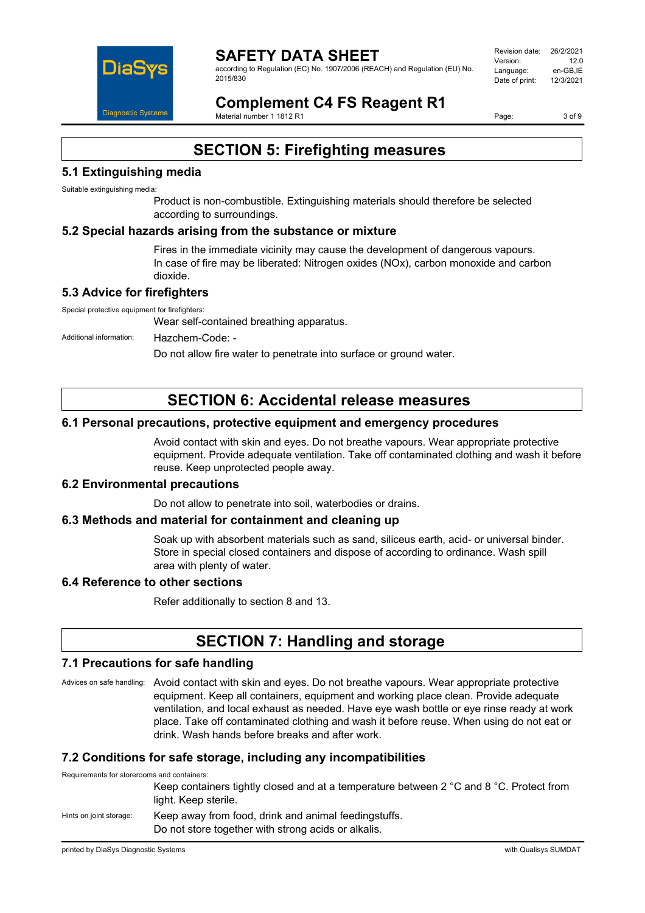## SECTION 5: Firefighting measures

### 5.1 Extinguishing media

Suitable extinguishing media:

Product is non-combustible. Extinguishing materials should therefore be selected according to surroundings.

### 5.2 Special hazards arising from the substance or mixture

Fires in the immediate vicinity may cause the development of dangerous vapours.
In case of fire may be liberated: Nitrogen oxides (NOx), carbon monoxide and carbon dioxide.

### 5.3 Advice for firefighters

Special protective equipment for firefighters:

Wear self-contained breathing apparatus.

Additional information: Hazchem-Code: -

Do not allow fire water to penetrate into surface or ground water.

## SECTION 6: Accidental release measures

### 6.1 Personal precautions, protective equipment and emergency procedures

Avoid contact with skin and eyes. Do not breathe vapours. Wear appropriate protective equipment. Provide adequate ventilation. Take off contaminated clothing and wash it before reuse. Keep unprotected people away.

### 6.2 Environmental precautions

Do not allow to penetrate into soil, waterbodies or drains.

### 6.3 Methods and material for containment and cleaning up

Soak up with absorbent materials such as sand, siliceus earth, acid- or universal binder. Store in special closed containers and dispose of according to ordinance. Wash spill area with plenty of water.

### 6.4 Reference to other sections

Refer additionally to section 8 and 13.

## SECTION 7: Handling and storage

### 7.1 Precautions for safe handling

Advices on safe handling: Avoid contact with skin and eyes. Do not breathe vapours. Wear appropriate protective equipment. Keep all containers, equipment and working place clean. Provide adequate ventilation, and local exhaust as needed. Have eye wash bottle or eye rinse ready at work place. Take off contaminated clothing and wash it before reuse. When using do not eat or drink. Wash hands before breaks and after work.

### 7.2 Conditions for safe storage, including any incompatibilities

Requirements for storerooms and containers:

Keep containers tightly closed and at a temperature between 2 °C and 8 °C. Protect from light. Keep sterile.

Hints on joint storage: Keep away from food, drink and animal feedingstuffs.
Do not store together with strong acids or alkalis.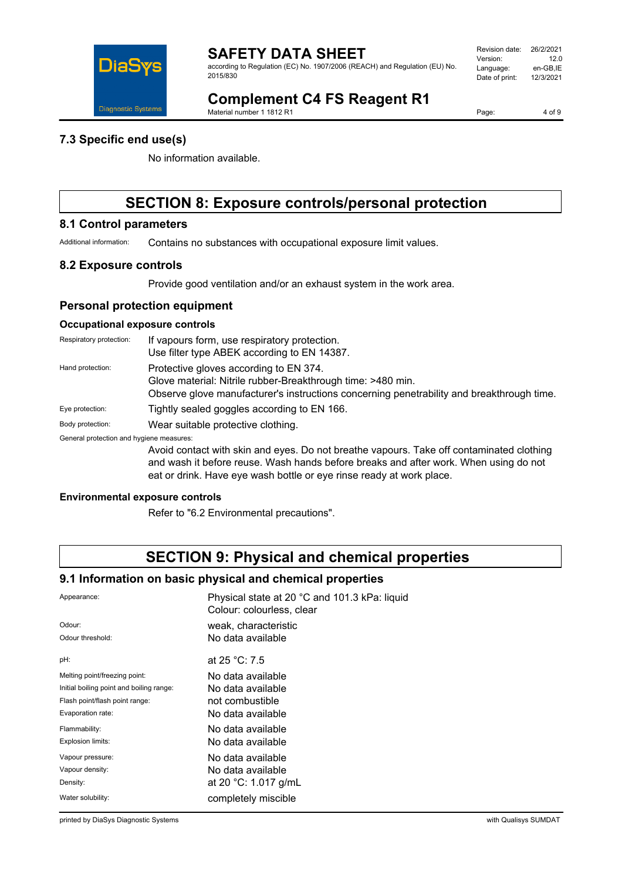### 7.3 Specific end use(s)

No information available.

## SECTION 8: Exposure controls/personal protection

### 8.1 Control parameters

Additional information: Contains no substances with occupational exposure limit values.

### 8.2 Exposure controls

Provide good ventilation and/or an exhaust system in the work area.

### Personal protection equipment

#### Occupational exposure controls

Respiratory protection: If vapours form, use respiratory protection.
Use filter type ABEK according to EN 14387.

Hand protection: Protective gloves according to EN 374.
Glove material: Nitrile rubber-Breakthrough time: >480 min.
Observe glove manufacturer's instructions concerning penetrability and breakthrough time.

Eye protection: Tightly sealed goggles according to EN 166.

Body protection: Wear suitable protective clothing.

General protection and hygiene measures:

Avoid contact with skin and eyes. Do not breathe vapours. Take off contaminated clothing and wash it before reuse. Wash hands before breaks and after work. When using do not eat or drink. Have eye wash bottle or eye rinse ready at work place.

#### Environmental exposure controls

Refer to "6.2 Environmental precautions".

## SECTION 9: Physical and chemical properties

### 9.1 Information on basic physical and chemical properties

| | |
|---|---|
| Appearance: | Physical state at 20 °C and 101.3 kPa: liquid<br>Colour: colourless, clear |
| Odour: | weak, characteristic |
| Odour threshold: | No data available |
| pH: | at 25 °C: 7.5 |
| Melting point/freezing point: | No data available |
| Initial boiling point and boiling range: | No data available |
| Flash point/flash point range: | not combustible |
| Evaporation rate: | No data available |
| Flammability: | No data available |
| Explosion limits: | No data available |
| Vapour pressure: | No data available |
| Vapour density: | No data available |
| Density: | at 20 °C: 1.017 g/mL |
| Water solubility: | completely miscible |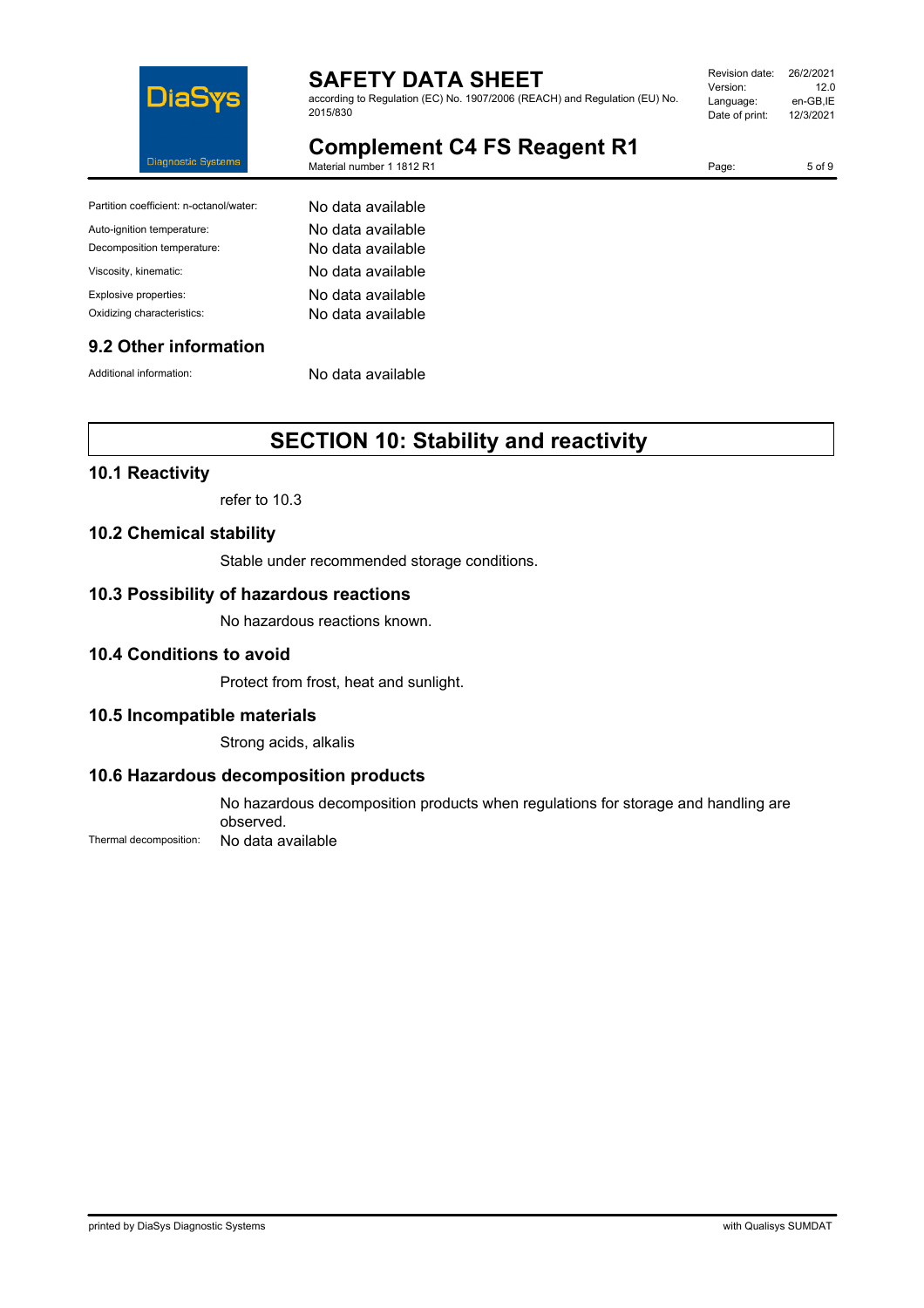| | |
|---|---|
| Partition coefficient: n-octanol/water: | No data available |
| Auto-ignition temperature: | No data available |
| Decomposition temperature: | No data available |
| Viscosity, kinematic: | No data available |
| Explosive properties: | No data available |
| Oxidizing characteristics: | No data available |

### 9.2 Other information

Additional information: No data available

## SECTION 10: Stability and reactivity

### 10.1 Reactivity

refer to 10.3

### 10.2 Chemical stability

Stable under recommended storage conditions.

### 10.3 Possibility of hazardous reactions

No hazardous reactions known.

### 10.4 Conditions to avoid

Protect from frost, heat and sunlight.

### 10.5 Incompatible materials

Strong acids, alkalis

### 10.6 Hazardous decomposition products

No hazardous decomposition products when regulations for storage and handling are observed.

Thermal decomposition: No data available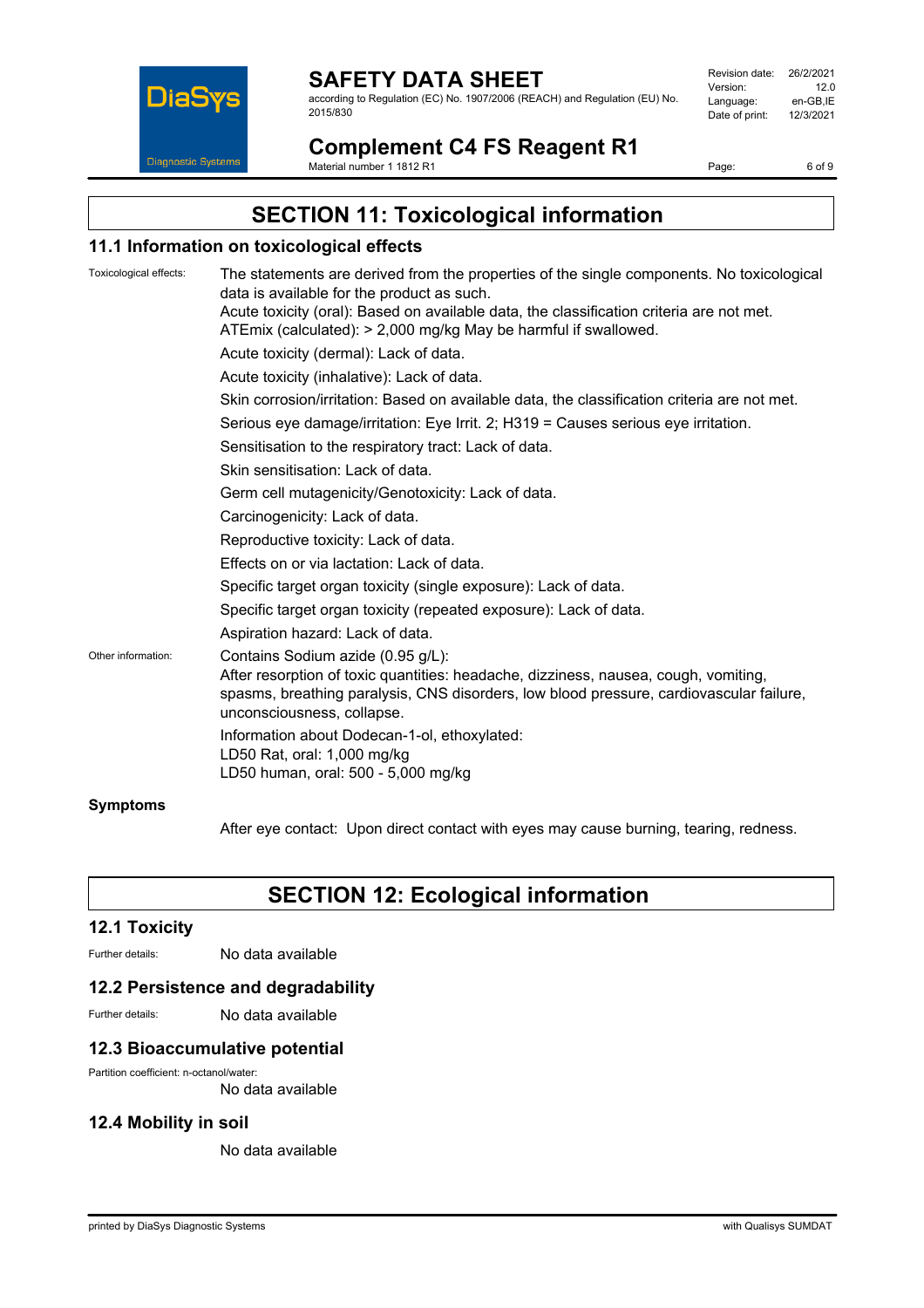## SECTION 11: Toxicological information

### 11.1 Information on toxicological effects

Toxicological effects: The statements are derived from the properties of the single components. No toxicological data is available for the product as such.
Acute toxicity (oral): Based on available data, the classification criteria are not met.
ATEmix (calculated): > 2,000 mg/kg May be harmful if swallowed.

Acute toxicity (dermal): Lack of data.

Acute toxicity (inhalative): Lack of data.

Skin corrosion/irritation: Based on available data, the classification criteria are not met.

Serious eye damage/irritation: Eye Irrit. 2; H319 = Causes serious eye irritation.

Sensitisation to the respiratory tract: Lack of data.

Skin sensitisation: Lack of data.

Germ cell mutagenicity/Genotoxicity: Lack of data.

Carcinogenicity: Lack of data.

Reproductive toxicity: Lack of data.

Effects on or via lactation: Lack of data.

Specific target organ toxicity (single exposure): Lack of data.

Specific target organ toxicity (repeated exposure): Lack of data.

Aspiration hazard: Lack of data.

Other information: Contains Sodium azide (0.95 g/L):
After resorption of toxic quantities: headache, dizziness, nausea, cough, vomiting, spasms, breathing paralysis, CNS disorders, low blood pressure, cardiovascular failure, unconsciousness, collapse.

Information about Dodecan-1-ol, ethoxylated:
LD50 Rat, oral: 1,000 mg/kg
LD50 human, oral: 500 - 5,000 mg/kg

**Symptoms**

After eye contact: Upon direct contact with eyes may cause burning, tearing, redness.

## SECTION 12: Ecological information

### 12.1 Toxicity

Further details: No data available

### 12.2 Persistence and degradability

Further details: No data available

### 12.3 Bioaccumulative potential

Partition coefficient: n-octanol/water:
No data available

### 12.4 Mobility in soil

No data available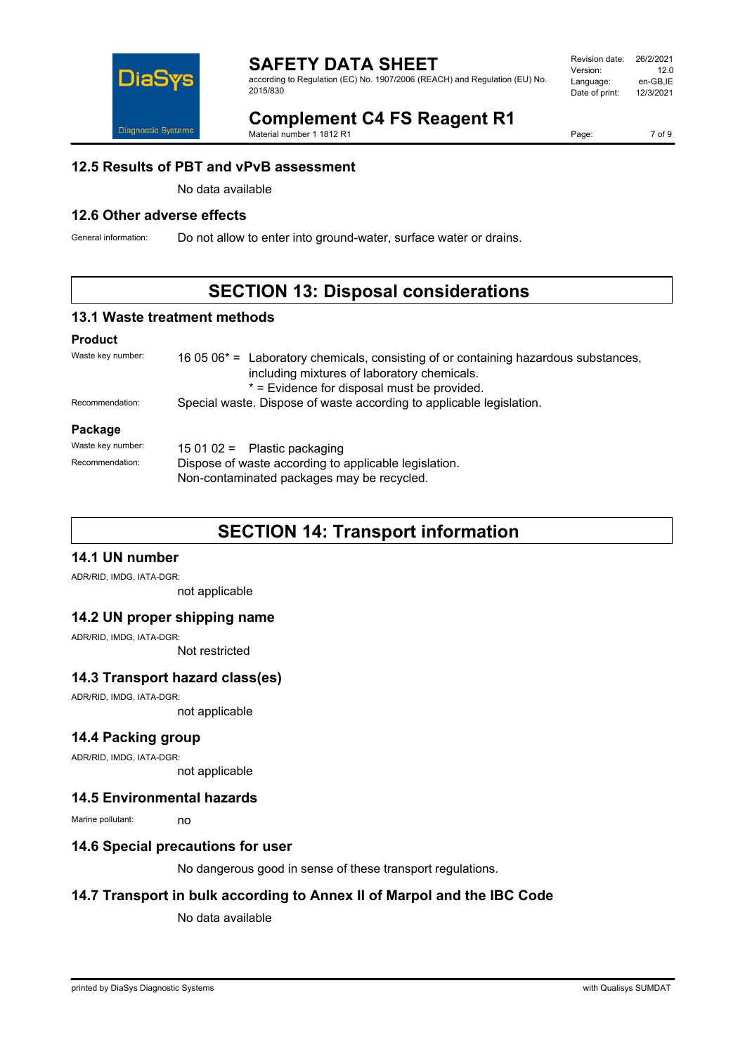## 12.5 Results of PBT and vPvB assessment

No data available

## 12.6 Other adverse effects

General information: Do not allow to enter into ground-water, surface water or drains.

# SECTION 13: Disposal considerations

## 13.1 Waste treatment methods

### Product

Waste key number: 16 05 06* = Laboratory chemicals, consisting of or containing hazardous substances, including mixtures of laboratory chemicals.
* = Evidence for disposal must be provided.

Recommendation: Special waste. Dispose of waste according to applicable legislation.

### Package

Waste key number: 15 01 02 = Plastic packaging

Recommendation: Dispose of waste according to applicable legislation.
Non-contaminated packages may be recycled.

# SECTION 14: Transport information

## 14.1 UN number

ADR/RID, IMDG, IATA-DGR:

not applicable

## 14.2 UN proper shipping name

ADR/RID, IMDG, IATA-DGR:

Not restricted

## 14.3 Transport hazard class(es)

ADR/RID, IMDG, IATA-DGR:

not applicable

## 14.4 Packing group

ADR/RID, IMDG, IATA-DGR:

not applicable

## 14.5 Environmental hazards

Marine pollutant: no

## 14.6 Special precautions for user

No dangerous good in sense of these transport regulations.

## 14.7 Transport in bulk according to Annex II of Marpol and the IBC Code

No data available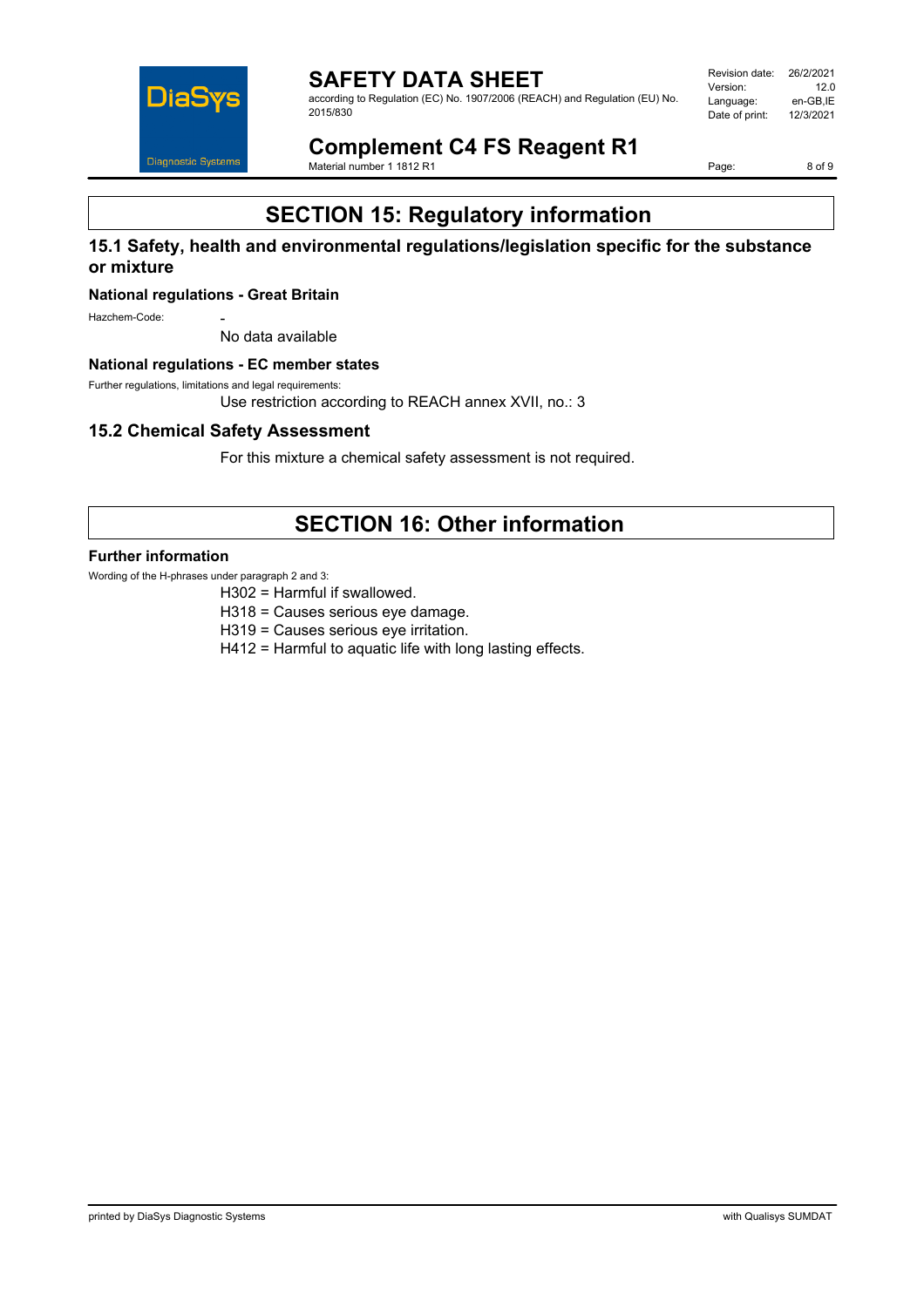# SECTION 15: Regulatory information

## 15.1 Safety, health and environmental regulations/legislation specific for the substance or mixture

### National regulations - Great Britain

Hazchem-Code: -

No data available

### National regulations - EC member states

Further regulations, limitations and legal requirements:

Use restriction according to REACH annex XVII, no.: 3

## 15.2 Chemical Safety Assessment

For this mixture a chemical safety assessment is not required.

# SECTION 16: Other information

### Further information

Wording of the H-phrases under paragraph 2 and 3:

H302 = Harmful if swallowed.
H318 = Causes serious eye damage.
H319 = Causes serious eye irritation.
H412 = Harmful to aquatic life with long lasting effects.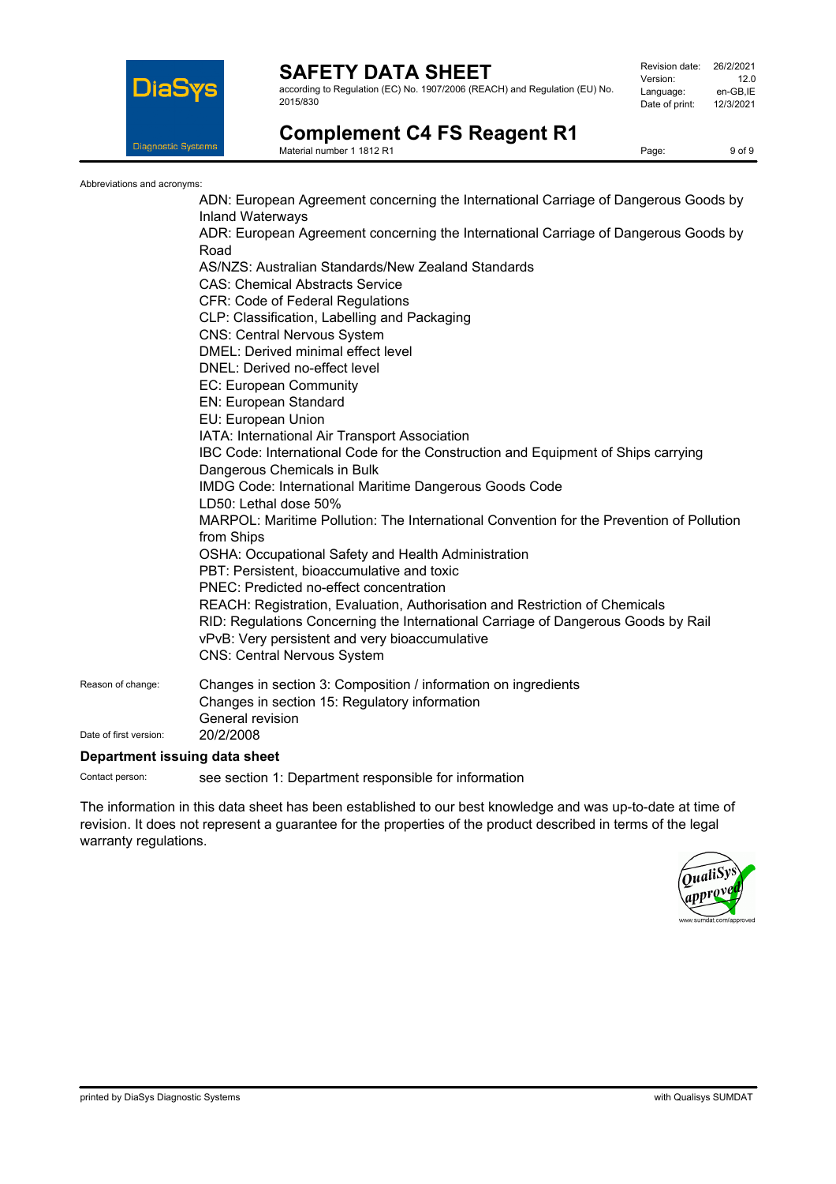Abbreviations and acronyms:

ADN: European Agreement concerning the International Carriage of Dangerous Goods by Inland Waterways
ADR: European Agreement concerning the International Carriage of Dangerous Goods by Road
AS/NZS: Australian Standards/New Zealand Standards
CAS: Chemical Abstracts Service
CFR: Code of Federal Regulations
CLP: Classification, Labelling and Packaging
CNS: Central Nervous System
DMEL: Derived minimal effect level
DNEL: Derived no-effect level
EC: European Community
EN: European Standard
EU: European Union
IATA: International Air Transport Association
IBC Code: International Code for the Construction and Equipment of Ships carrying Dangerous Chemicals in Bulk
IMDG Code: International Maritime Dangerous Goods Code
LD50: Lethal dose 50%
MARPOL: Maritime Pollution: The International Convention for the Prevention of Pollution from Ships
OSHA: Occupational Safety and Health Administration
PBT: Persistent, bioaccumulative and toxic
PNEC: Predicted no-effect concentration
REACH: Registration, Evaluation, Authorisation and Restriction of Chemicals
RID: Regulations Concerning the International Carriage of Dangerous Goods by Rail
vPvB: Very persistent and very bioaccumulative
CNS: Central Nervous System

Reason of change: Changes in section 3: Composition / information on ingredients
Changes in section 15: Regulatory information
General revision

Date of first version: 20/2/2008

**Department issuing data sheet**

Contact person: see section 1: Department responsible for information

The information in this data sheet has been established to our best knowledge and was up-to-date at time of revision. It does not represent a guarantee for the properties of the product described in terms of the legal warranty regulations.

QualiSys approved
www.sumdat.com/approved